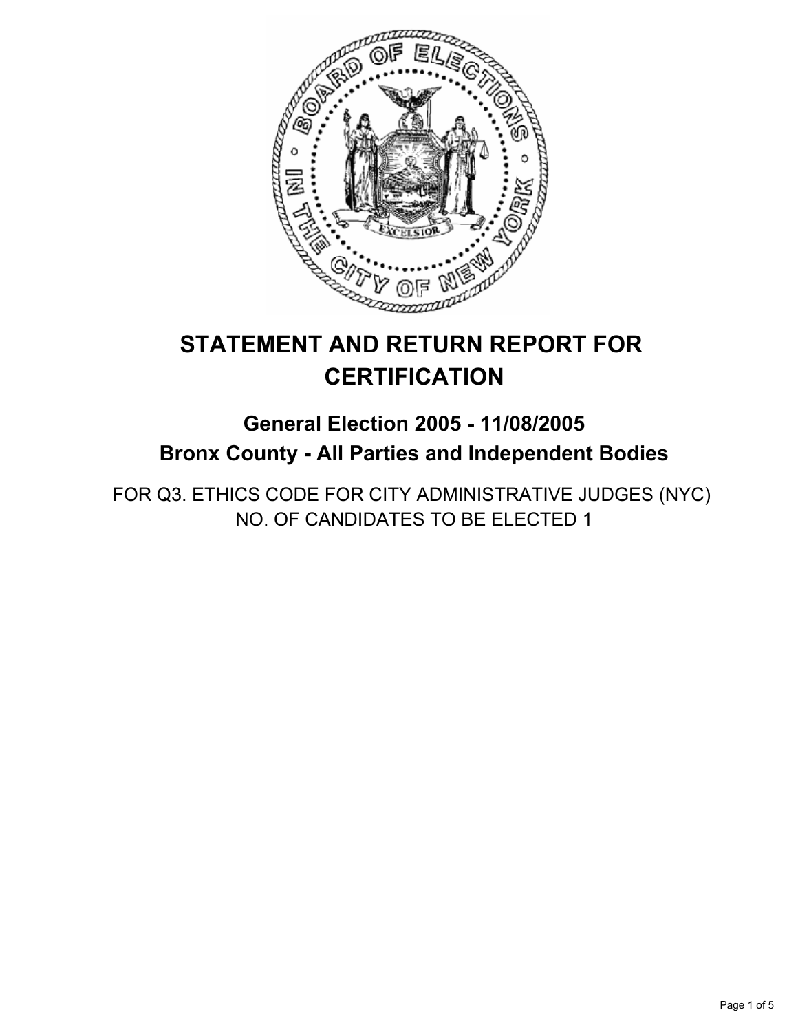# STATEMENT AND RETURN REPORT FOR CERTIFICATION

## General Election 2005 - 11/08/2005
## Bronx County - All Parties and Independent Bodies

FOR Q3. ETHICS CODE FOR CITY ADMINISTRATIVE JUDGES (NYC)
NO. OF CANDIDATES TO BE ELECTED 1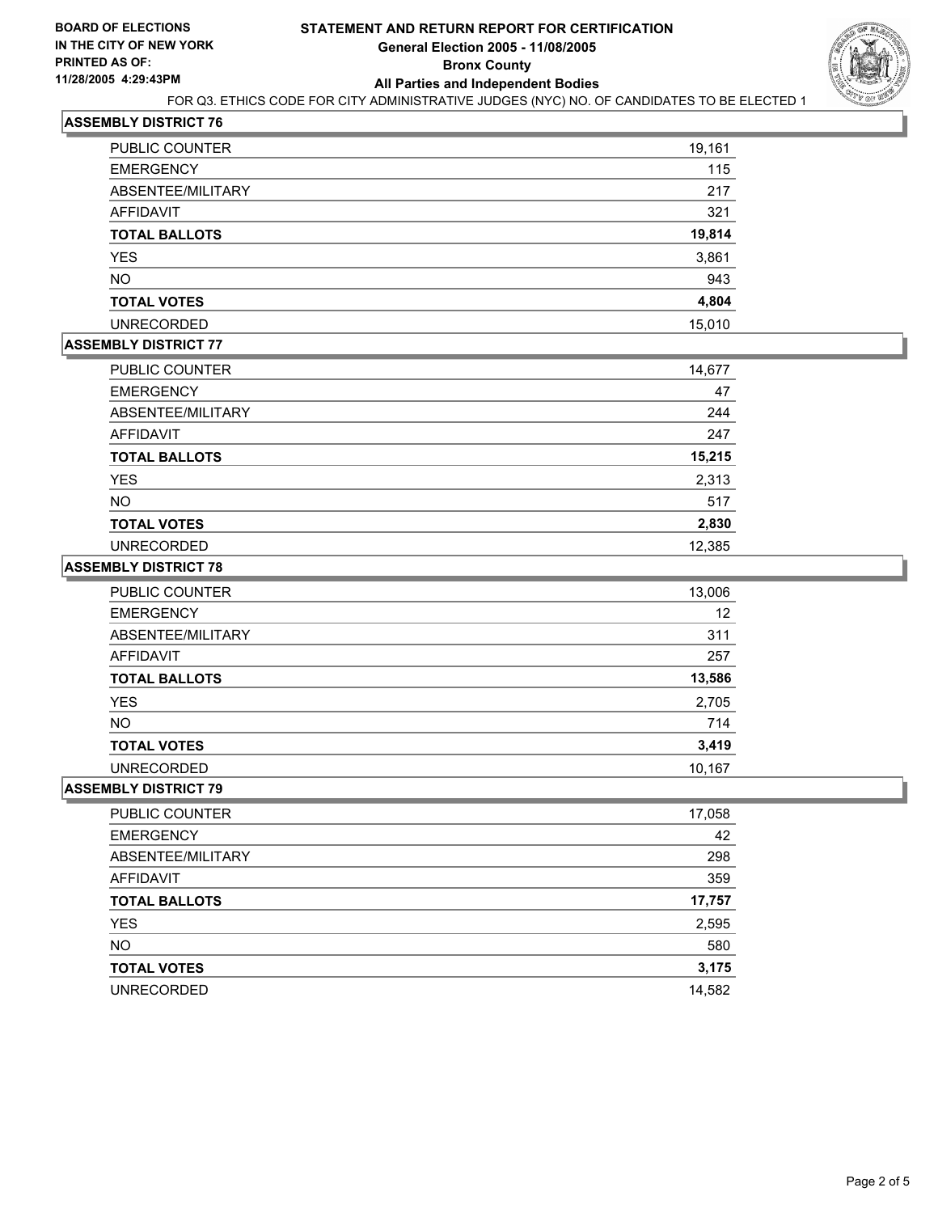**BOARD OF ELECTIONS IN THE CITY OF NEW YORK**
**PRINTED AS OF: 11/28/2005 4:29:43PM**

# STATEMENT AND RETURN REPORT FOR CERTIFICATION
## General Election 2005 - 11/08/2005
## Bronx County
## All Parties and Independent Bodies

FOR Q3. ETHICS CODE FOR CITY ADMINISTRATIVE JUDGES (NYC) NO. OF CANDIDATES TO BE ELECTED 1

### ASSEMBLY DISTRICT 76

| | |
|---|---|
| PUBLIC COUNTER | 19,161 |
| EMERGENCY | 115 |
| ABSENTEE/MILITARY | 217 |
| AFFIDAVIT | 321 |
| **TOTAL BALLOTS** | **19,814** |
| YES | 3,861 |
| NO | 943 |
| **TOTAL VOTES** | **4,804** |
| UNRECORDED | 15,010 |

### ASSEMBLY DISTRICT 77

| | |
|---|---|
| PUBLIC COUNTER | 14,677 |
| EMERGENCY | 47 |
| ABSENTEE/MILITARY | 244 |
| AFFIDAVIT | 247 |
| **TOTAL BALLOTS** | **15,215** |
| YES | 2,313 |
| NO | 517 |
| **TOTAL VOTES** | **2,830** |
| UNRECORDED | 12,385 |

### ASSEMBLY DISTRICT 78

| | |
|---|---|
| PUBLIC COUNTER | 13,006 |
| EMERGENCY | 12 |
| ABSENTEE/MILITARY | 311 |
| AFFIDAVIT | 257 |
| **TOTAL BALLOTS** | **13,586** |
| YES | 2,705 |
| NO | 714 |
| **TOTAL VOTES** | **3,419** |
| UNRECORDED | 10,167 |

### ASSEMBLY DISTRICT 79

| | |
|---|---|
| PUBLIC COUNTER | 17,058 |
| EMERGENCY | 42 |
| ABSENTEE/MILITARY | 298 |
| AFFIDAVIT | 359 |
| **TOTAL BALLOTS** | **17,757** |
| YES | 2,595 |
| NO | 580 |
| **TOTAL VOTES** | **3,175** |
| UNRECORDED | 14,582 |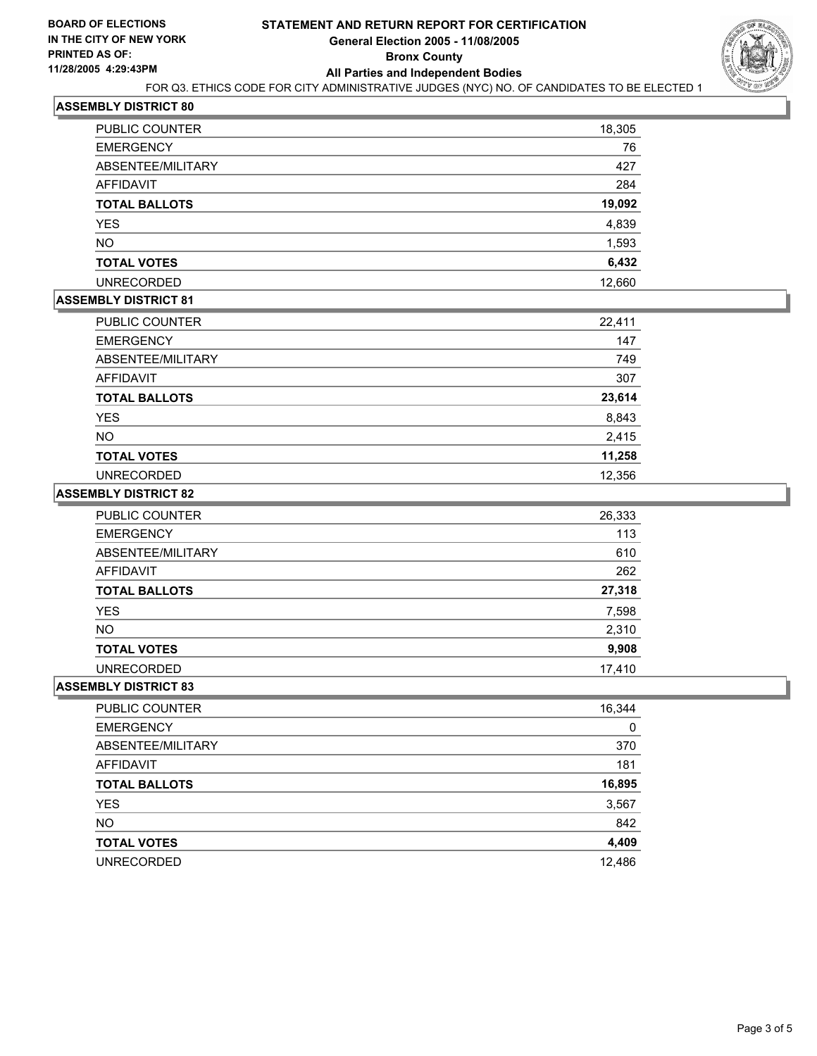**BOARD OF ELECTIONS IN THE CITY OF NEW YORK PRINTED AS OF: 11/28/2005 4:29:43PM**

# STATEMENT AND RETURN REPORT FOR CERTIFICATION

## General Election 2005 - 11/08/2005

## Bronx County

## All Parties and Independent Bodies

FOR Q3. ETHICS CODE FOR CITY ADMINISTRATIVE JUDGES (NYC) NO. OF CANDIDATES TO BE ELECTED 1

### ASSEMBLY DISTRICT 80

| | |
|---|---|
| PUBLIC COUNTER | 18,305 |
| EMERGENCY | 76 |
| ABSENTEE/MILITARY | 427 |
| AFFIDAVIT | 284 |
| **TOTAL BALLOTS** | **19,092** |
| YES | 4,839 |
| NO | 1,593 |
| **TOTAL VOTES** | **6,432** |
| UNRECORDED | 12,660 |

### ASSEMBLY DISTRICT 81

| | |
|---|---|
| PUBLIC COUNTER | 22,411 |
| EMERGENCY | 147 |
| ABSENTEE/MILITARY | 749 |
| AFFIDAVIT | 307 |
| **TOTAL BALLOTS** | **23,614** |
| YES | 8,843 |
| NO | 2,415 |
| **TOTAL VOTES** | **11,258** |
| UNRECORDED | 12,356 |

### ASSEMBLY DISTRICT 82

| | |
|---|---|
| PUBLIC COUNTER | 26,333 |
| EMERGENCY | 113 |
| ABSENTEE/MILITARY | 610 |
| AFFIDAVIT | 262 |
| **TOTAL BALLOTS** | **27,318** |
| YES | 7,598 |
| NO | 2,310 |
| **TOTAL VOTES** | **9,908** |
| UNRECORDED | 17,410 |

### ASSEMBLY DISTRICT 83

| | |
|---|---|
| PUBLIC COUNTER | 16,344 |
| EMERGENCY | 0 |
| ABSENTEE/MILITARY | 370 |
| AFFIDAVIT | 181 |
| **TOTAL BALLOTS** | **16,895** |
| YES | 3,567 |
| NO | 842 |
| **TOTAL VOTES** | **4,409** |
| UNRECORDED | 12,486 |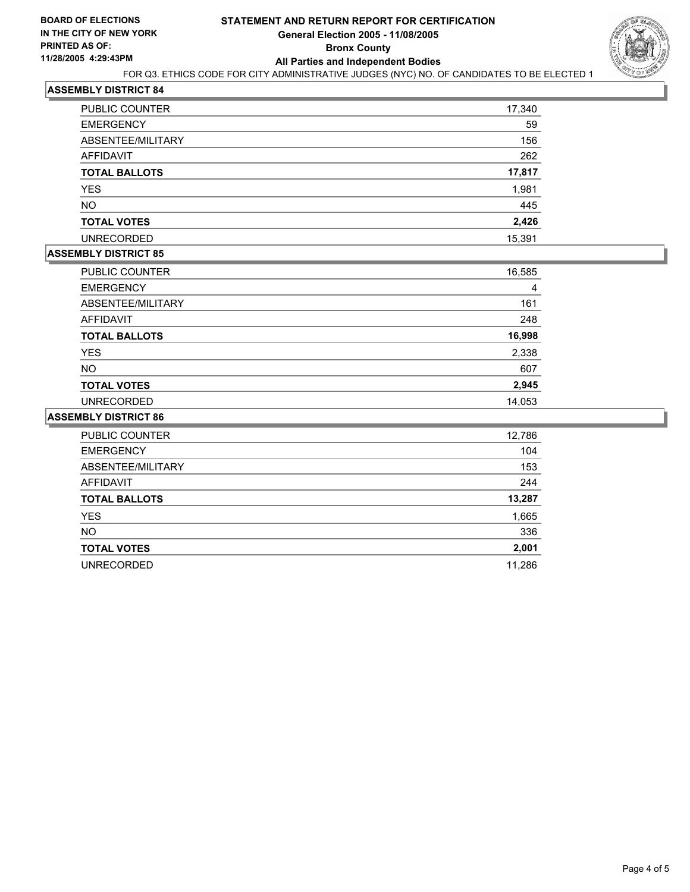**BOARD OF ELECTIONS IN THE CITY OF NEW YORK**
**PRINTED AS OF: 11/28/2005 4:29:43PM**

# STATEMENT AND RETURN REPORT FOR CERTIFICATION
## General Election 2005 - 11/08/2005
## Bronx County
## All Parties and Independent Bodies

FOR Q3. ETHICS CODE FOR CITY ADMINISTRATIVE JUDGES (NYC) NO. OF CANDIDATES TO BE ELECTED 1

### ASSEMBLY DISTRICT 84

| | |
|---|---|
| PUBLIC COUNTER | 17,340 |
| EMERGENCY | 59 |
| ABSENTEE/MILITARY | 156 |
| AFFIDAVIT | 262 |
| **TOTAL BALLOTS** | **17,817** |
| YES | 1,981 |
| NO | 445 |
| **TOTAL VOTES** | **2,426** |
| UNRECORDED | 15,391 |

### ASSEMBLY DISTRICT 85

| | |
|---|---|
| PUBLIC COUNTER | 16,585 |
| EMERGENCY | 4 |
| ABSENTEE/MILITARY | 161 |
| AFFIDAVIT | 248 |
| **TOTAL BALLOTS** | **16,998** |
| YES | 2,338 |
| NO | 607 |
| **TOTAL VOTES** | **2,945** |
| UNRECORDED | 14,053 |

### ASSEMBLY DISTRICT 86

| | |
|---|---|
| PUBLIC COUNTER | 12,786 |
| EMERGENCY | 104 |
| ABSENTEE/MILITARY | 153 |
| AFFIDAVIT | 244 |
| **TOTAL BALLOTS** | **13,287** |
| YES | 1,665 |
| NO | 336 |
| **TOTAL VOTES** | **2,001** |
| UNRECORDED | 11,286 |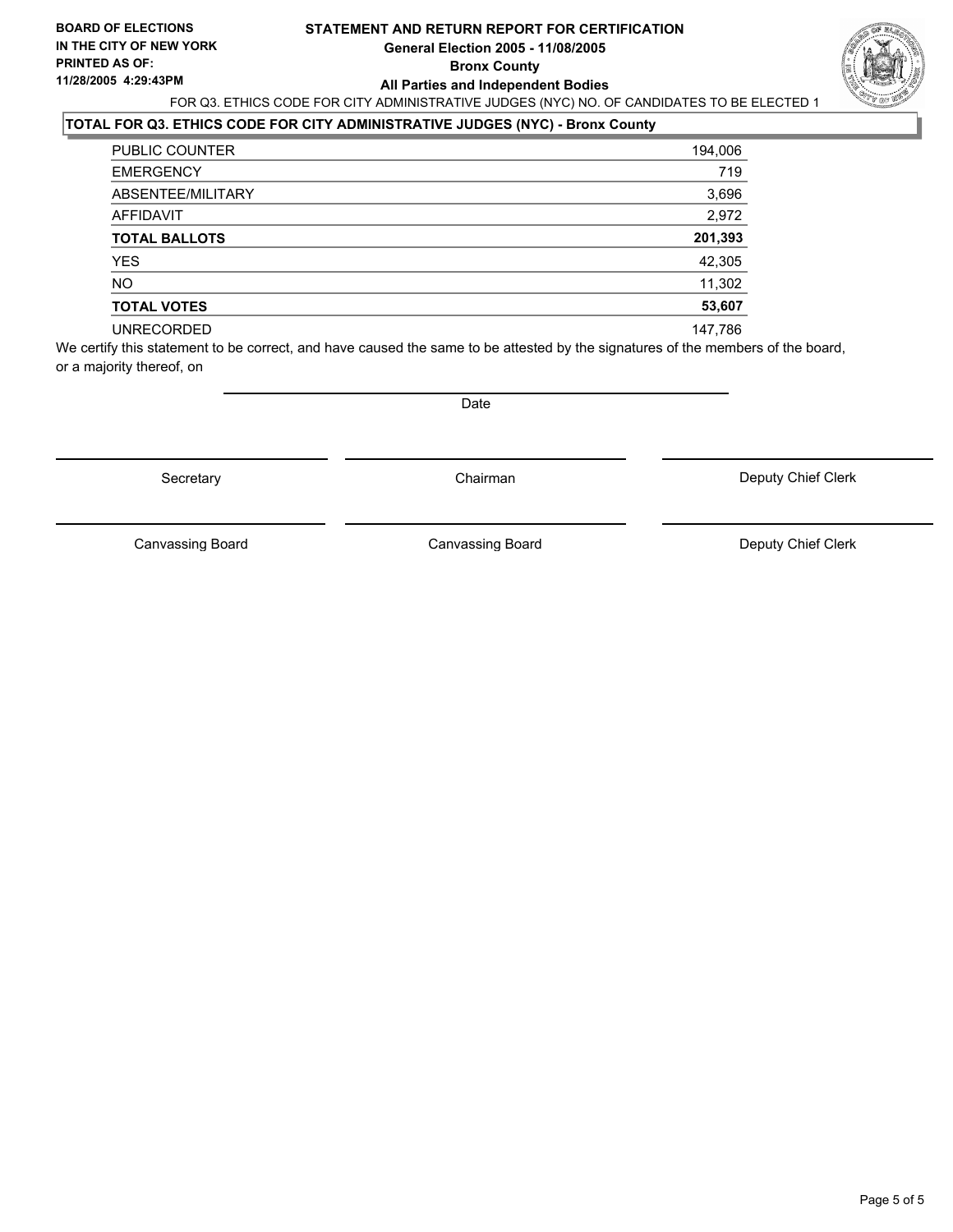**BOARD OF ELECTIONS IN THE CITY OF NEW YORK**
**PRINTED AS OF: 11/28/2005 4:29:43PM**

**STATEMENT AND RETURN REPORT FOR CERTIFICATION**
**General Election 2005 - 11/08/2005**
**Bronx County**
**All Parties and Independent Bodies**

FOR Q3. ETHICS CODE FOR CITY ADMINISTRATIVE JUDGES (NYC) NO. OF CANDIDATES TO BE ELECTED 1

**TOTAL FOR Q3. ETHICS CODE FOR CITY ADMINISTRATIVE JUDGES (NYC) - Bronx County**

| | |
|---|---|
| PUBLIC COUNTER | 194,006 |
| EMERGENCY | 719 |
| ABSENTEE/MILITARY | 3,696 |
| AFFIDAVIT | 2,972 |
| **TOTAL BALLOTS** | **201,393** |
| YES | 42,305 |
| NO | 11,302 |
| **TOTAL VOTES** | **53,607** |
| UNRECORDED | 147,786 |

We certify this statement to be correct, and have caused the same to be attested by the signatures of the members of the board, or a majority thereof, on

Date

| | | |
|---|---|---|
| Secretary | Chairman | Deputy Chief Clerk |
| Canvassing Board | Canvassing Board | Deputy Chief Clerk |